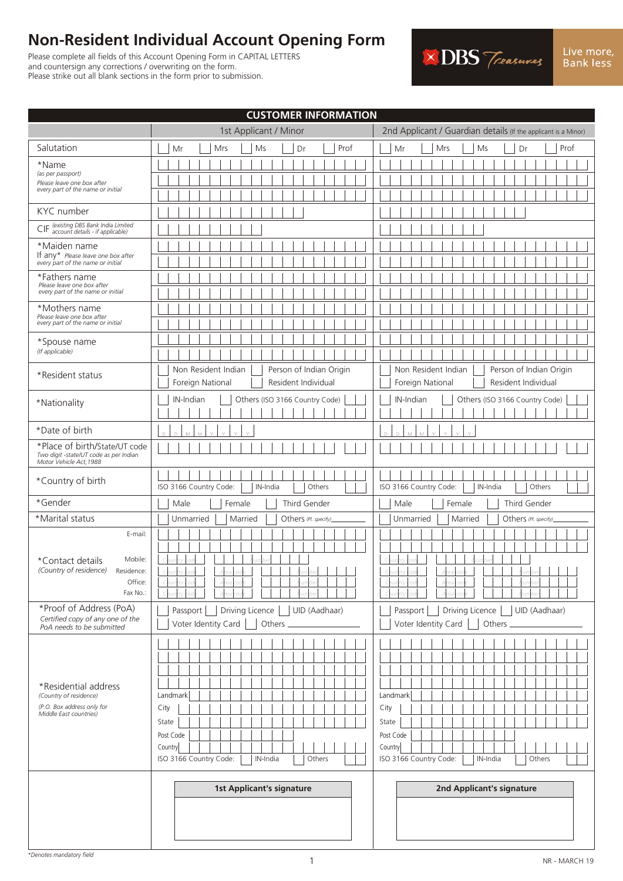# Non-Resident Individual Account Opening Form

Please complete all fields of this Account Opening Form in CAPITAL LETTERS and countersign any corrections / overwriting on the form.
Please strike out all blank sections in the form prior to submission.

DBS Treasures — Live more, Bank less

| CUSTOMER INFORMATION | | |
|---|---|---|
| | 1st Applicant / Minor | 2nd Applicant / Guardian details (If the applicant is a Minor) |
| Salutation | Mr / Mrs / Ms / Dr / Prof | Mr / Mrs / Ms / Dr / Prof |
| *Name (as per passport) Please leave one box after every part of the name or initial | | |
| KYC number | | |
| CIF (existing DBS Bank India Limited account details - if applicable) | | |
| *Maiden name If any* Please leave one box after every part of the name or initial | | |
| *Fathers name Please leave one box after every part of the name or initial | | |
| *Mothers name Please leave one box after every part of the name or initial | | |
| *Spouse name (If applicable) | | |
| *Resident status | Non Resident Indian / Person of Indian Origin / Foreign National / Resident Individual | Non Resident Indian / Person of Indian Origin / Foreign National / Resident Individual |
| *Nationality | IN-Indian / Others (ISO 3166 Country Code) | IN-Indian / Others (ISO 3166 Country Code) |
| *Date of birth | D D M M Y Y Y Y | D D M M Y Y Y Y |
| *Place of birth/State/UT code Two digit -state/UT code as per Indian Motor Vehicle Act,1988 | | |
| *Country of birth | ISO 3166 Country Code: IN-India / Others | ISO 3166 Country Code: IN-India / Others |
| *Gender | Male / Female / Third Gender | Male / Female / Third Gender |
| *Marital status | Unmarried / Married / Others (Pl. specify)______ | Unmarried / Married / Others (Pl. specify)______ |
| *Contact details (Country of residence) E-mail: | | |
| Mobile: | Country code / Number | Country code / Number |
| Residence: | Country code / Area code / Number | Country code / Area code / Number |
| Office: | Country code / Area code / Number | Country code / Area code / Number |
| Fax No.: | Country code / Area code / Number | Country code / Area code / Number |
| *Proof of Address (PoA) Certified copy of any one of the PoA needs to be submitted | Passport / Driving Licence / UID (Aadhaar) / Voter Identity Card / Others ______ | Passport / Driving Licence / UID (Aadhaar) / Voter Identity Card / Others ______ |
| *Residential address (Country of residence) (P.O. Box address only for Middle East countries) | Landmark / City / State / Post Code / Country / ISO 3166 Country Code: IN-India / Others | Landmark / City / State / Post Code / Country / ISO 3166 Country Code: IN-India / Others |
| | 1st Applicant's signature | 2nd Applicant's signature |

*Denotes mandatory field

NR - MARCH 19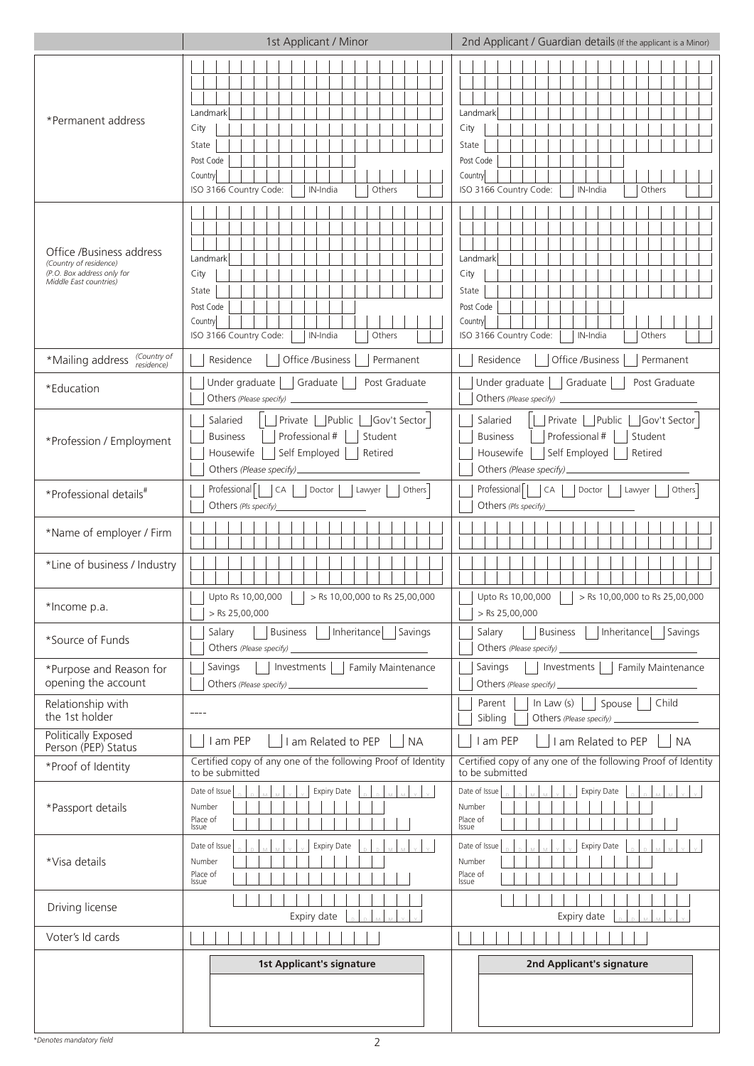| | 1st Applicant / Minor | 2nd Applicant / Guardian details (If the applicant is a Minor) |
|---|---|---|
| *Permanent address | Landmark<br>City<br>State<br>Post Code<br>Country<br>ISO 3166 Country Code: IN-India Others | Landmark<br>City<br>State<br>Post Code<br>Country<br>ISO 3166 Country Code: IN-India Others |
| Office /Business address *(Country of residence)* *(P.O. Box address only for Middle East countries)* | Landmark<br>City<br>State<br>Post Code<br>Country<br>ISO 3166 Country Code: IN-India Others | Landmark<br>City<br>State<br>Post Code<br>Country<br>ISO 3166 Country Code: IN-India Others |
| *Mailing address *(Country of residence)* | Residence / Office /Business / Permanent | Residence / Office /Business / Permanent |
| *Education | Under graduate / Graduate / Post Graduate<br>Others *(Please specify)* | Under graduate / Graduate / Post Graduate<br>Others *(Please specify)* |
| *Profession / Employment | Salaried [Private / Public / Gov't Sector]<br>Business / Professional # / Student<br>Housewife / Self Employed / Retired<br>Others *(Please specify)* | Salaried [Private / Public / Gov't Sector]<br>Business / Professional # / Student<br>Housewife / Self Employed / Retired<br>Others *(Please specify)* |
| *Professional details# | Professional [CA / Doctor / Lawyer / Others]<br>Others *(Pls specify)* | Professional [CA / Doctor / Lawyer / Others]<br>Others *(Pls specify)* |
| *Name of employer / Firm | | |
| *Line of business / Industry | | |
| *Income p.a. | Upto Rs 10,00,000 / > Rs 10,00,000 to Rs 25,00,000<br>> Rs 25,00,000 | Upto Rs 10,00,000 / > Rs 10,00,000 to Rs 25,00,000<br>> Rs 25,00,000 |
| *Source of Funds | Salary / Business / Inheritance / Savings<br>Others *(Please specify)* | Salary / Business / Inheritance / Savings<br>Others *(Please specify)* |
| *Purpose and Reason for opening the account | Savings / Investments / Family Maintenance<br>Others *(Please specify)* | Savings / Investments / Family Maintenance<br>Others *(Please specify)* |
| Relationship with the 1st holder | ---- | Parent / In Law (s) / Spouse / Child<br>Sibling / Others *(Please specify)* |
| Politically Exposed Person (PEP) Status | I am PEP / I am Related to PEP / NA | I am PEP / I am Related to PEP / NA |
| *Proof of Identity | Certified copy of any one of the following Proof of Identity to be submitted | Certified copy of any one of the following Proof of Identity to be submitted |
| *Passport details | Date of Issue D D M M Y Y Expiry Date D D M M Y Y<br>Number<br>Place of Issue | Date of Issue D D M M Y Y Expiry Date D D M M Y Y<br>Number<br>Place of Issue |
| *Visa details | Date of Issue D D M M Y Y Expiry Date D D M M Y Y<br>Number<br>Place of Issue | Date of Issue D D M M Y Y Expiry Date D D M M Y Y<br>Number<br>Place of Issue |
| Driving license | Expiry date D D M M Y Y | Expiry date D D M M Y Y |
| Voter's Id cards | | |
| | **1st Applicant's signature** | **2nd Applicant's signature** |

*Denotes mandatory field*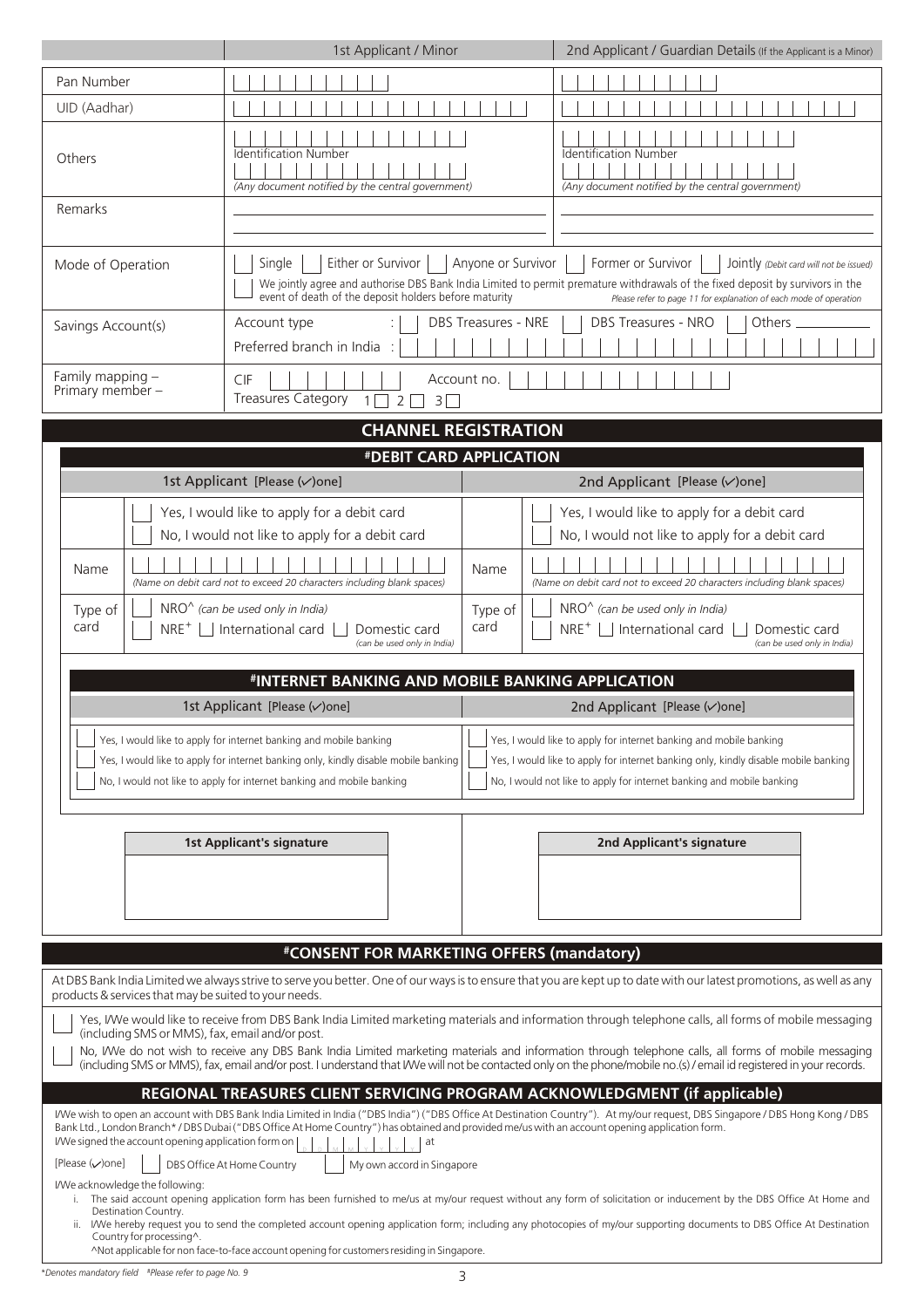| | 1st Applicant / Minor | 2nd Applicant / Guardian Details (If the Applicant is a Minor) |
|---|---|---|
| Pan Number | | |
| UID (Aadhar) | | |
| Others | Identification Number<br>(Any document notified by the central government) | Identification Number<br>(Any document notified by the central government) |
| Remarks | | |
| Mode of Operation | ☐ Single ☐ Either or Survivor ☐ Anyone or Survivor ☐ Former or Survivor ☐ Jointly (Debit card will not be issued)<br>☐ We jointly agree and authorise DBS Bank India Limited to permit premature withdrawals of the fixed deposit by survivors in the event of death of the deposit holders before maturity *Please refer to page 11 for explanation of each mode of operation* | |
| Savings Account(s) | Account type : ☐ DBS Treasures - NRE ☐ DBS Treasures - NRO ☐ Others ______<br>Preferred branch in India : | |
| Family mapping – Primary member – | CIF Account no.<br>Treasures Category 1 ☐ 2 ☐ 3 ☐ | |

## CHANNEL REGISTRATION

### #DEBIT CARD APPLICATION

| 1st Applicant [Please (✓)one] | 2nd Applicant [Please (✓)one] |
|---|---|
| ☐ Yes, I would like to apply for a debit card<br>☐ No, I would not like to apply for a debit card | ☐ Yes, I would like to apply for a debit card<br>☐ No, I would not like to apply for a debit card |
| Name: <br>(Name on debit card not to exceed 20 characters including blank spaces) | Name: <br>(Name on debit card not to exceed 20 characters including blank spaces) |
| Type of card: ☐ NRO^ (can be used only in India)<br>☐ NRE+ ☐ International card ☐ Domestic card (can be used only in India) | Type of card: ☐ NRO^ (can be used only in India)<br>☐ NRE+ ☐ International card ☐ Domestic card (can be used only in India) |

### #INTERNET BANKING AND MOBILE BANKING APPLICATION

| 1st Applicant [Please (✓)one] | 2nd Applicant [Please (✓)one] |
|---|---|
| ☐ Yes, I would like to apply for internet banking and mobile banking<br>☐ Yes, I would like to apply for internet banking only, kindly disable mobile banking<br>☐ No, I would not like to apply for internet banking and mobile banking | ☐ Yes, I would like to apply for internet banking and mobile banking<br>☐ Yes, I would like to apply for internet banking only, kindly disable mobile banking<br>☐ No, I would not like to apply for internet banking and mobile banking |

| 1st Applicant's signature | 2nd Applicant's signature |
|---|---|
| | |

## #CONSENT FOR MARKETING OFFERS (mandatory)

At DBS Bank India Limited we always strive to serve you better. One of our ways is to ensure that you are kept up to date with our latest promotions, as well as any products & services that may be suited to your needs.

☐ Yes, I/We would like to receive from DBS Bank India Limited marketing materials and information through telephone calls, all forms of mobile messaging (including SMS or MMS), fax, email and/or post.

☐ No, I/We do not wish to receive any DBS Bank India Limited marketing materials and information through telephone calls, all forms of mobile messaging (including SMS or MMS), fax, email and/or post. I understand that I/We will not be contacted only on the phone/mobile no.(s) / email id registered in your records.

## REGIONAL TREASURES CLIENT SERVICING PROGRAM ACKNOWLEDGMENT (if applicable)

I/We wish to open an account with DBS Bank India Limited in India ("DBS India") ("DBS Office At Destination Country"). At my/our request, DBS Singapore / DBS Hong Kong / DBS Bank Ltd., London Branch* / DBS Dubai ("DBS Office At Home Country") has obtained and provided me/us with an account opening application form.

I/We signed the account opening application form on D D M M Y Y Y Y at ______

[Please (✓)one] ☐ DBS Office At Home Country ☐ My own accord in Singapore

I/We acknowledge the following:

i. The said account opening application form has been furnished to me/us at my/our request without any form of solicitation or inducement by the DBS Office At Home and Destination Country.

ii. I/We hereby request you to send the completed account opening application form; including any photocopies of my/our supporting documents to DBS Office At Destination Country for processing^.

^Not applicable for non face-to-face account opening for customers residing in Singapore.

*Denotes mandatory field #Please refer to page No. 9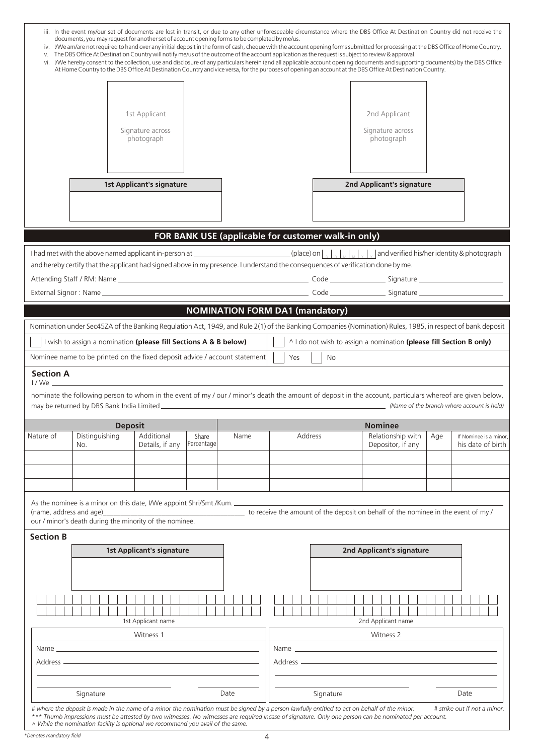iii. In the event my/our set of documents are lost in transit, or due to any other unforeseeable circumstance where the DBS Office At Destination Country did not receive the documents, you may request for another set of account opening forms to be completed by me/us.

iv. I/We am/are not required to hand over any initial deposit in the form of cash, cheque with the account opening forms submitted for processing at the DBS Office of Home Country.

v. The DBS Office At Destination Country will notify me/us of the outcome of the account application as the request is subject to review & approval.

vi. I/We hereby consent to the collection, use and disclosure of any particulars herein (and all applicable account opening documents and supporting documents) by the DBS Office At Home Country to the DBS Office At Destination Country and vice versa, for the purposes of opening an account at the DBS Office At Destination Country.

1st Applicant

Signature across photograph

2nd Applicant

Signature across photograph

| 1st Applicant's signature | 2nd Applicant's signature |
|---|---|
| | |

## FOR BANK USE (applicable for customer walk-in only)

I had met with the above named applicant in-person at ____________ (place) on D D M M Y Y and verified his/her identity & photograph and hereby certify that the applicant had signed above in my presence. I understand the consequences of verification done by me.

Attending Staff / RM: Name ____________ Code ____________ Signature ____________

External Signor : Name ____________ Code ____________ Signature ____________

## NOMINATION FORM DA1 (mandatory)

Nomination under Sec45ZA of the Banking Regulation Act, 1949, and Rule 2(1) of the Banking Companies (Nomination) Rules, 1985, in respect of bank deposit

☐ I wish to assign a nomination **(please fill Sections A & B below)**

☐ ^ I do not wish to assign a nomination **(please fill Section B only)**

Nominee name to be printed on the fixed deposit advice / account statement ☐ Yes ☐ No

### Section A

I / We ____________

nominate the following person to whom in the event of my / our / minor's death the amount of deposit in the account, particulars whereof are given below, may be returned by DBS Bank India Limited ____________ *(Name of the branch where account is held)*

| Deposit | | | | Nominee | | | | |
|---|---|---|---|---|---|---|---|---|
| Nature of | Distinguishing No. | Additional Details, if any | Share Percentage | Name | Address | Relationship with Depositor, if any | Age | If Nominee is a minor, his date of birth |
| | | | | | | | | |
| | | | | | | | | |
| | | | | | | | | |

As the nominee is a minor on this date, I/We appoint Shri/Smt./Kum. ____________ (name, address and age) ____________ to receive the amount of the deposit on behalf of the nominee in the event of my / our / minor's death during the minority of the nominee.

### Section B

| 1st Applicant's signature | 2nd Applicant's signature |
|---|---|
| | |
| 1st Applicant name | 2nd Applicant name |

| Witness 1 | Witness 2 |
|---|---|
| Name ____________ | Name ____________ |
| Address ____________ | Address ____________ |
| Signature ____________ Date ____________ | Signature ____________ Date ____________ |

*# where the deposit is made in the name of a minor the nomination must be signed by a person lawfully entitled to act on behalf of the minor. # strike out if not a minor.*

*\*\*\* Thumb impressions must be attested by two witnesses. No witnesses are required incase of signature. Only one person can be nominated per account.*

*^ While the nomination facility is optional we recommend you avail of the same.*

*Denotes mandatory field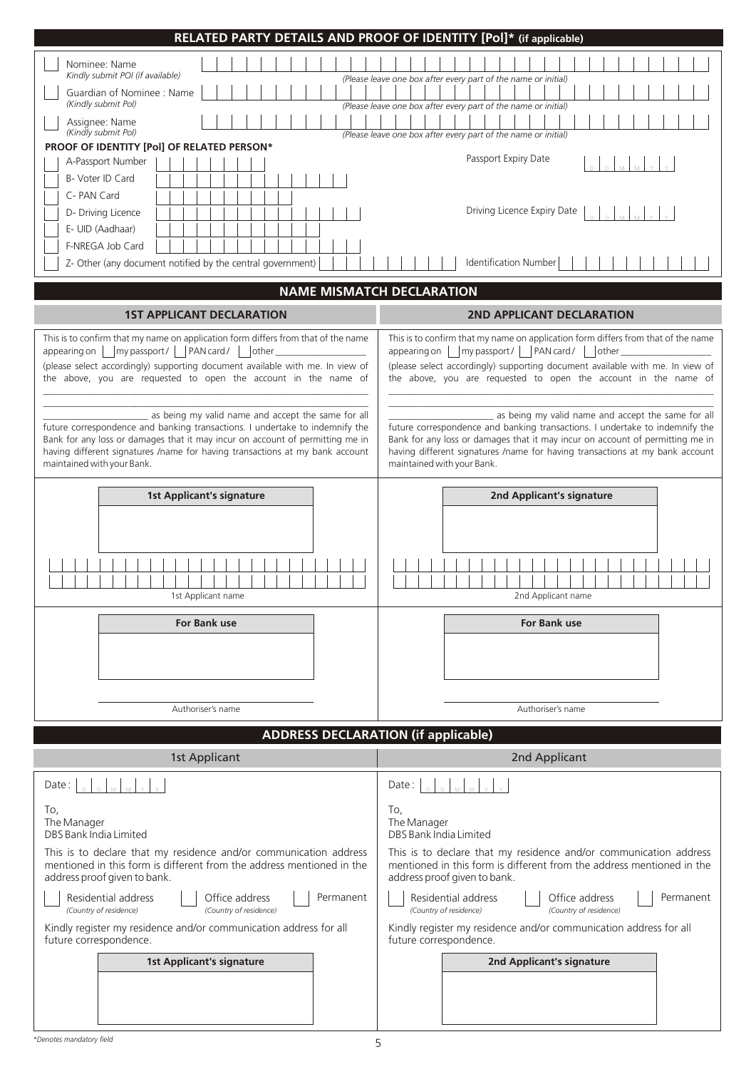## RELATED PARTY DETAILS AND PROOF OF IDENTITY [PoI]* (if applicable)

- Nominee: Name
  *Kindly submit POI (if available)*
  *(Please leave one box after every part of the name or initial)*
- Guardian of Nominee : Name
  *(Kindly submit PoI)*
  *(Please leave one box after every part of the name or initial)*
- Assignee: Name
  *(Kindly submit PoI)*
  *(Please leave one box after every part of the name or initial)*

**PROOF OF IDENTITY [PoI] OF RELATED PERSON***

- A-Passport Number — Passport Expiry Date D D M M Y Y
- B- Voter ID Card
- C- PAN Card
- D- Driving Licence — Driving Licence Expiry Date D D M M Y Y
- E- UID (Aadhaar)
- F-NREGA Job Card
- Z- Other (any document notified by the central government) — Identification Number

## NAME MISMATCH DECLARATION

### 1ST APPLICANT DECLARATION

This is to confirm that my name on application form differs from that of the name appearing on ☐ my passport / ☐ PAN card / ☐ other ______________ (please select accordingly) supporting document available with me. In view of the above, you are requested to open the account in the name of ________________________________________________ ________________ as being my valid name and accept the same for all future correspondence and banking transactions. I undertake to indemnify the Bank for any loss or damages that it may incur on account of permitting me in having different signatures /name for having transactions at my bank account maintained with your Bank.

**1st Applicant's signature**

1st Applicant name

**For Bank use**

Authoriser's name

### 2ND APPLICANT DECLARATION

This is to confirm that my name on application form differs from that of the name appearing on ☐ my passport / ☐ PAN card / ☐ other ______________ (please select accordingly) supporting document available with me. In view of the above, you are requested to open the account in the name of ________________________________________________ ________________ as being my valid name and accept the same for all future correspondence and banking transactions. I undertake to indemnify the Bank for any loss or damages that it may incur on account of permitting me in having different signatures /name for having transactions at my bank account maintained with your Bank.

**2nd Applicant's signature**

2nd Applicant name

**For Bank use**

Authoriser's name

## ADDRESS DECLARATION (if applicable)

### 1st Applicant

Date : D D M M Y Y

To,
The Manager
DBS Bank India Limited

This is to declare that my residence and/or communication address mentioned in this form is different from the address mentioned in the address proof given to bank.

☐ Residential address *(Country of residence)* ☐ Office address *(Country of residence)* ☐ Permanent

Kindly register my residence and/or communication address for all future correspondence.

**1st Applicant's signature**

### 2nd Applicant

Date : D D M M Y Y

To,
The Manager
DBS Bank India Limited

This is to declare that my residence and/or communication address mentioned in this form is different from the address mentioned in the address proof given to bank.

☐ Residential address *(Country of residence)* ☐ Office address *(Country of residence)* ☐ Permanent

Kindly register my residence and/or communication address for all future correspondence.

**2nd Applicant's signature**

*Denotes mandatory field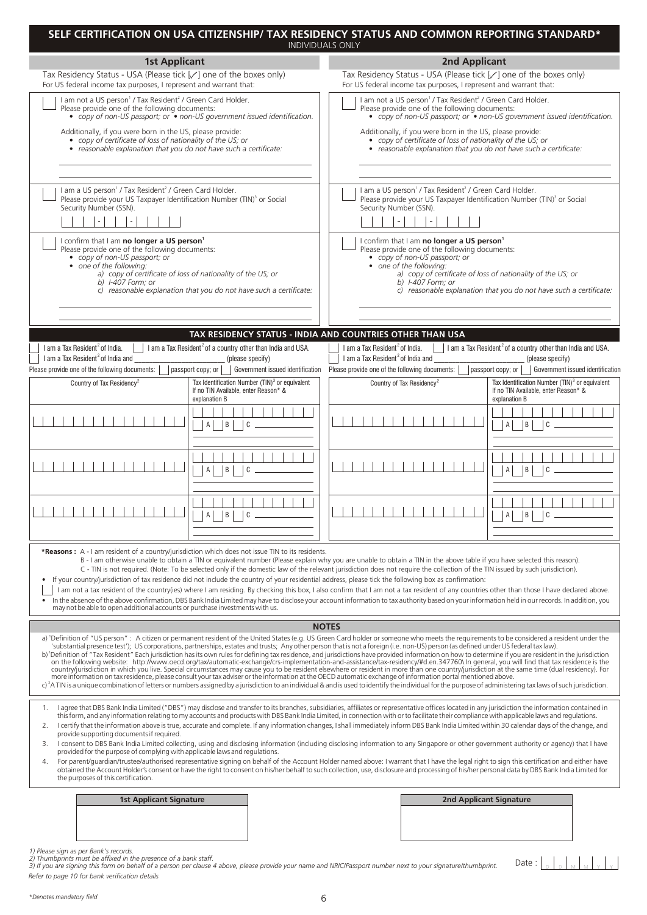# SELF CERTIFICATION ON USA CITIZENSHIP/ TAX RESIDENCY STATUS AND COMMON REPORTING STANDARD*

INDIVIDUALS ONLY

## 1st Applicant

Tax Residency Status - USA (Please tick [✓] one of the boxes only)
For US federal income tax purposes, I represent and warrant that:

☐ I am not a US person[1] / Tax Resident[2] / Green Card Holder.
Please provide one of the following documents:
- *copy of non-US passport; or* • *non-US government issued identification.*

Additionally, if you were born in the US, please provide:
- *copy of certificate of loss of nationality of the US; or*
- *reasonable explanation that you do not have such a certificate:*

______________________________________

______________________________________

☐ I am a US person[1] / Tax Resident[2] / Green Card Holder.
Please provide your US Taxpayer Identification Number (TIN)[3] or Social Security Number (SSN).

☐☐☐ - ☐☐ - ☐☐☐☐

☐ I confirm that I am **no longer a US person**[1]
Please provide one of the following documents:
- *copy of non-US passport; or*
- *one of the following:*
  - *a) copy of certificate of loss of nationality of the US; or*
  - *b) I-407 Form; or*
  - *c) reasonable explanation that you do not have such a certificate:*

______________________________________

______________________________________

## 2nd Applicant

Tax Residency Status - USA (Please tick [✓] one of the boxes only)
For US federal income tax purposes, I represent and warrant that:

☐ I am not a US person[1] / Tax Resident[2] / Green Card Holder.
Please provide one of the following documents:
- *copy of non-US passport; or* • *non-US government issued identification.*

Additionally, if you were born in the US, please provide:
- *copy of certificate of loss of nationality of the US; or*
- *reasonable explanation that you do not have such a certificate:*

______________________________________

______________________________________

☐ I am a US person[1] / Tax Resident[2] / Green Card Holder.
Please provide your US Taxpayer Identification Number (TIN)[3] or Social Security Number (SSN).

☐☐☐ - ☐☐ - ☐☐☐☐

☐ I confirm that I am **no longer a US person**[1]
Please provide one of the following documents:
- *copy of non-US passport; or*
- *one of the following:*
  - *a) copy of certificate of loss of nationality of the US; or*
  - *b) I-407 Form; or*
  - *c) reasonable explanation that you do not have such a certificate:*

______________________________________

______________________________________

## TAX RESIDENCY STATUS - INDIA AND COUNTRIES OTHER THAN USA

**1st Applicant**

☐ I am a Tax Resident[2] of India. ☐ I am a Tax Resident[2] of a country other than India and USA.
☐ I am a Tax Resident[2] of India and ______________________ (please specify)
Please provide one of the following documents: ☐ passport copy; or ☐ Government issued identification

| Country of Tax Residency[2] | Tax Identification Number (TIN)[3] or equivalent If no TIN Available, enter Reason* & explanation B |
|---|---|
| | ☐ A ☐ B ☐ C ________ |
| | ☐ A ☐ B ☐ C ________ |
| | ☐ A ☐ B ☐ C ________ |

**2nd Applicant**

☐ I am a Tax Resident[2] of India. ☐ I am a Tax Resident[2] of a country other than India and USA.
☐ I am a Tax Resident[2] of India and ______________________ (please specify)
Please provide one of the following documents: ☐ passport copy; or ☐ Government issued identification

| Country of Tax Residency[2] | Tax Identification Number (TIN)[3] or equivalent If no TIN Available, enter Reason* & explanation B |
|---|---|
| | ☐ A ☐ B ☐ C ________ |
| | ☐ A ☐ B ☐ C ________ |
| | ☐ A ☐ B ☐ C ________ |

***Reasons :** A - I am resident of a country/jurisdiction which does not issue TIN to its residents.
B - I am otherwise unable to obtain a TIN or equivalent number (Please explain why you are unable to obtain a TIN in the above table if you have selected this reason).
C - TIN is not required. (Note: To be selected only if the domestic law of the relevant jurisdiction does not require the collection of the TIN issued by such jurisdiction).

- If your country/jurisdiction of tax residence did not include the country of your residential address, please tick the following box as confirmation:

☐ I am not a tax resident of the country(ies) where I am residing. By checking this box, I also confirm that I am not a tax resident of any countries other than those I have declared above.

- In the absence of the above confirmation, DBS Bank India Limited may have to disclose your account information to tax authority based on your information held in our records. In addition, you may not be able to open additional accounts or purchase investments with us.

## NOTES

a) [1]Definition of "US person" : A citizen or permanent resident of the United States (e.g. US Green Card holder or someone who meets the requirements to be considered a resident under the 'substantial presence test'); US corporations, partnerships, estates and trusts; Any other person that is not a foreign (i.e. non-US) person (as defined under US federal tax law).

b) [2]Definition of "Tax Resident" Each jurisdiction has its own rules for defining tax residence, and jurisdictions have provided information on how to determine if you are resident in the jurisdiction on the following website: http://www.oecd.org/tax/automatic-exchange/crs-implementation-and-assistance/tax-residency/#d.en.347760\ In general, you will find that tax residence is the country/jurisdiction in which you live. Special circumstances may cause you to be resident elsewhere or resident in more than one country/jurisdiction at the same time (dual residency). For more information on tax residence, please consult your tax adviser or the information at the OECD automatic exchange of information portal mentioned above.

c) [3]A TIN is a unique combination of letters or numbers assigned by a jurisdiction to an individual & and is used to identify the individual for the purpose of administering tax laws of such jurisdiction.

1. I agree that DBS Bank India Limited ("DBS") may disclose and transfer to its branches, subsidiaries, affiliates or representative offices located in any jurisdiction the information contained in this form, and any information relating to my accounts and products with DBS Bank India Limited, in connection with or to facilitate their compliance with applicable laws and regulations.
2. I certify that the information above is true, accurate and complete. If any information changes, I shall immediately inform DBS Bank India Limited within 30 calendar days of the change, and provide supporting documents if required.
3. I consent to DBS Bank India Limited collecting, using and disclosing information (including disclosing information to any Singapore or other government authority or agency) that I have provided for the purpose of complying with applicable laws and regulations.
4. For parent/guardian/trustee/authorised representative signing on behalf of the Account Holder named above: I warrant that I have the legal right to sign this certification and either have obtained the Account Holder's consent or have the right to consent on his/her behalf to such collection, use, disclosure and processing of his/her personal data by DBS Bank India Limited for the purposes of this certification.

| 1st Applicant Signature | 2nd Applicant Signature |
|---|---|
| | |

*1) Please sign as per Bank's records.*
*2) Thumbprints must be affixed in the presence of a bank staff.*
*3) If you are signing this form on behalf of a person per clause 4 above, please provide your name and NRIC/Passport number next to your signature/thumbprint.*

Date : D D M M Y Y

*Refer to page 10 for bank verification details*

**Denotes mandatory field*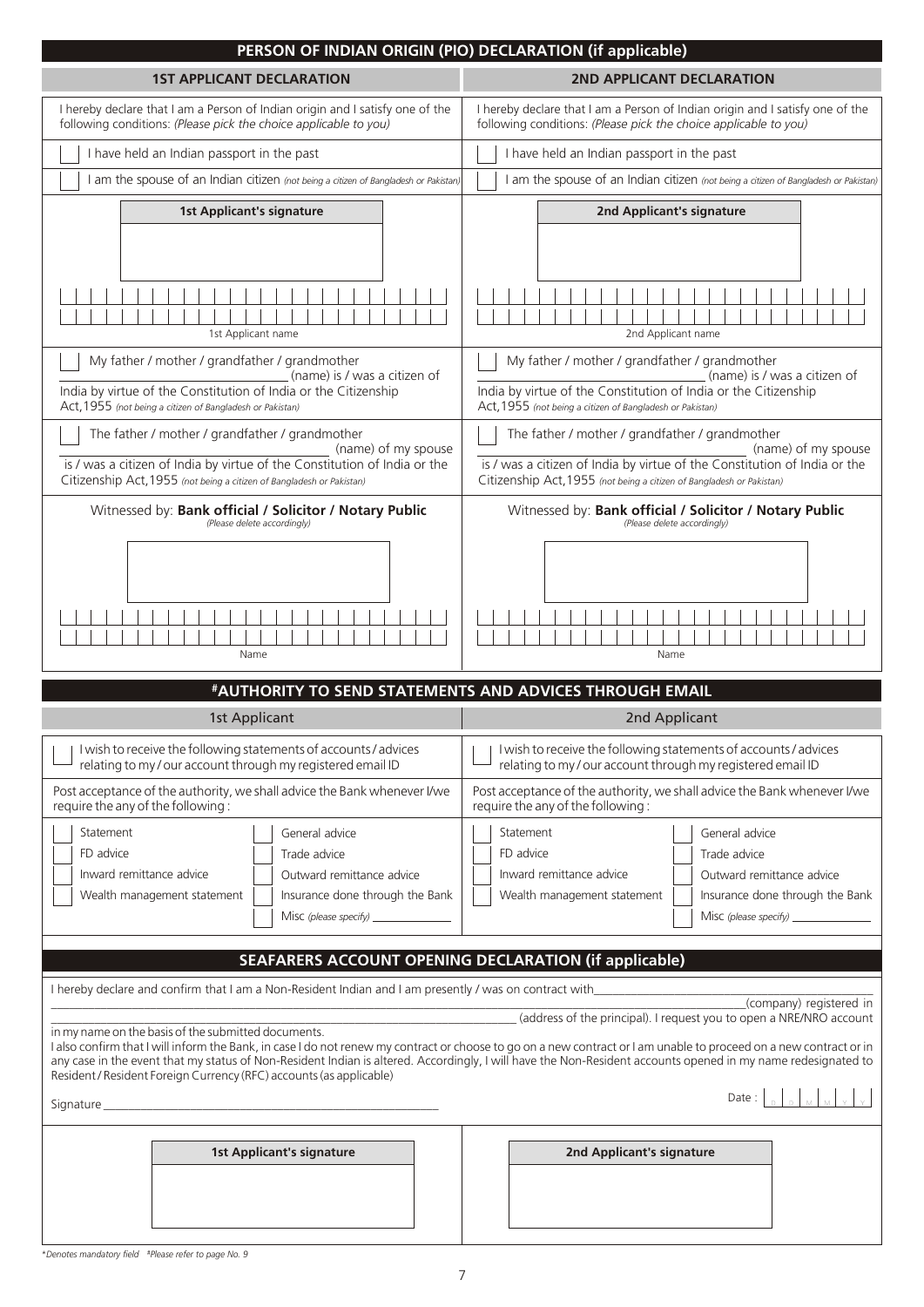## PERSON OF INDIAN ORIGIN (PIO) DECLARATION (if applicable)

| 1ST APPLICANT DECLARATION | 2ND APPLICANT DECLARATION |
|---|---|
| I hereby declare that I am a Person of Indian origin and I satisfy one of the following conditions: *(Please pick the choice applicable to you)* | I hereby declare that I am a Person of Indian origin and I satisfy one of the following conditions: *(Please pick the choice applicable to you)* |
| ☐ I have held an Indian passport in the past | ☐ I have held an Indian passport in the past |
| ☐ I am the spouse of an Indian citizen *(not being a citizen of Bangladesh or Pakistan)* | ☐ I am the spouse of an Indian citizen *(not being a citizen of Bangladesh or Pakistan)* |
| **1st Applicant's signature** | **2nd Applicant's signature** |
| 1st Applicant name | 2nd Applicant name |
| ☐ My father / mother / grandfather / grandmother \_\_\_\_\_\_\_\_\_\_ (name) is / was a citizen of India by virtue of the Constitution of India or the Citizenship Act,1955 *(not being a citizen of Bangladesh or Pakistan)* | ☐ My father / mother / grandfather / grandmother \_\_\_\_\_\_\_\_\_\_ (name) is / was a citizen of India by virtue of the Constitution of India or the Citizenship Act,1955 *(not being a citizen of Bangladesh or Pakistan)* |
| ☐ The father / mother / grandfather / grandmother \_\_\_\_\_\_\_\_\_\_ (name) of my spouse is / was a citizen of India by virtue of the Constitution of India or the Citizenship Act,1955 *(not being a citizen of Bangladesh or Pakistan)* | ☐ The father / mother / grandfather / grandmother \_\_\_\_\_\_\_\_\_\_ (name) of my spouse is / was a citizen of India by virtue of the Constitution of India or the Citizenship Act,1955 *(not being a citizen of Bangladesh or Pakistan)* |
| Witnessed by: **Bank official / Solicitor / Notary Public** *(Please delete accordingly)* | Witnessed by: **Bank official / Solicitor / Notary Public** *(Please delete accordingly)* |
| Name | Name |

## #AUTHORITY TO SEND STATEMENTS AND ADVICES THROUGH EMAIL

| 1st Applicant | 2nd Applicant |
|---|---|
| ☐ I wish to receive the following statements of accounts / advices relating to my / our account through my registered email ID | ☐ I wish to receive the following statements of accounts / advices relating to my / our account through my registered email ID |
| Post acceptance of the authority, we shall advice the Bank whenever I/we require the any of the following : | Post acceptance of the authority, we shall advice the Bank whenever I/we require the any of the following : |
| ☐ Statement ☐ General advice<br>☐ FD advice ☐ Trade advice<br>☐ Inward remittance advice ☐ Outward remittance advice<br>☐ Wealth management statement ☐ Insurance done through the Bank<br>☐ Misc *(please specify)* \_\_\_\_\_\_ | ☐ Statement ☐ General advice<br>☐ FD advice ☐ Trade advice<br>☐ Inward remittance advice ☐ Outward remittance advice<br>☐ Wealth management statement ☐ Insurance done through the Bank<br>☐ Misc *(please specify)* \_\_\_\_\_\_ |

## SEAFARERS ACCOUNT OPENING DECLARATION (if applicable)

I hereby declare and confirm that I am a Non-Resident Indian and I am presently / was on contract with\_\_\_\_\_\_\_\_\_\_\_\_\_\_\_\_\_\_\_\_(company) registered in \_\_\_\_\_\_\_\_\_\_\_\_\_\_\_\_\_\_\_\_ (address of the principal). I request you to open a NRE/NRO account in my name on the basis of the submitted documents.

I also confirm that I will inform the Bank, in case I do not renew my contract or choose to go on a new contract or I am unable to proceed on a new contract or in any case in the event that my status of Non-Resident Indian is altered. Accordingly, I will have the Non-Resident accounts opened in my name redesignated to Resident / Resident Foreign Currency (RFC) accounts (as applicable)

Signature\_\_\_\_\_\_\_\_\_\_\_\_\_\_\_\_\_\_\_\_

Date : D D M M Y Y

| 1st Applicant's signature | 2nd Applicant's signature |
|---|---|
| | |

*\*Denotes mandatory field #Please refer to page No. 9*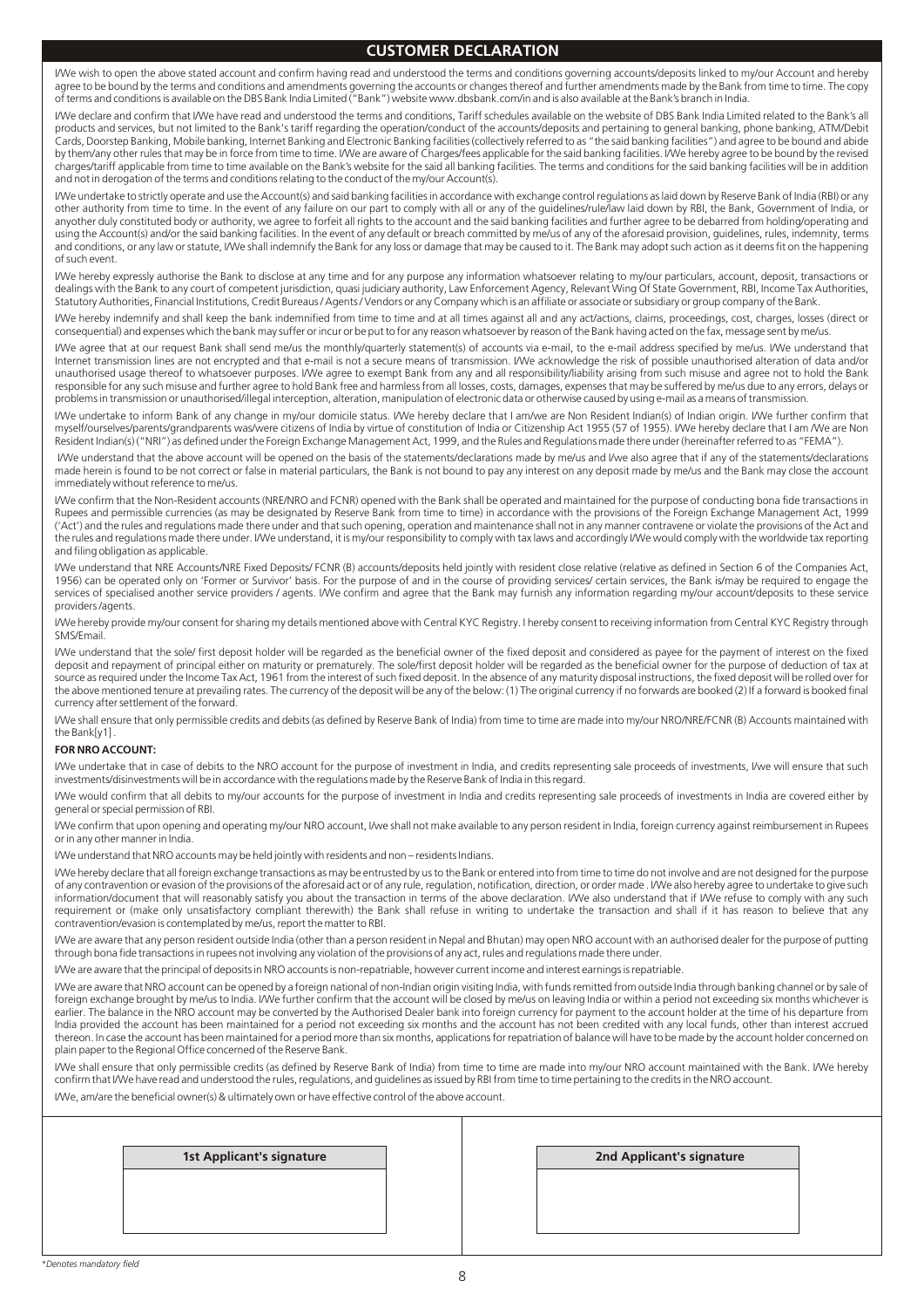## CUSTOMER DECLARATION

I/We wish to open the above stated account and confirm having read and understood the terms and conditions governing accounts/deposits linked to my/our Account and hereby agree to be bound by the terms and conditions and amendments governing the accounts or changes thereof and further amendments made by the Bank from time to time. The copy of terms and conditions is available on the DBS Bank India Limited ("Bank") website www.dbsbank.com/in and is also available at the Bank's branch in India.

I/We declare and confirm that I/We have read and understood the terms and conditions, Tariff schedules available on the website of DBS Bank India Limited related to the Bank's all products and services, but not limited to the Bank's tariff regarding the operation/conduct of the accounts/deposits and pertaining to general banking, phone banking, ATM/Debit Cards, Doorstep Banking, Mobile banking, Internet Banking and Electronic Banking facilities (collectively referred to as "the said banking facilities") and agree to be bound and abide by them/any other rules that may be in force from time to time. I/We are aware of Charges/fees applicable for the said banking facilities. I/We hereby agree to be bound by the revised charges/tariff applicable from time to time available on the Bank's website for the said all banking facilities. The terms and conditions for the said banking facilities will be in addition and not in derogation of the terms and conditions relating to the conduct of the my/our Account(s).

I/We undertake to strictly operate and use the Account(s) and said banking facilities in accordance with exchange control regulations as laid down by Reserve Bank of India (RBI) or any other authority from time to time. In the event of any failure on our part to comply with all or any of the guidelines/rule/law laid down by RBI, the Bank, Government of India, or anyother duly constituted body or authority, we agree to forfeit all rights to the account and the said banking facilities and further agree to be debarred from holding/operating and using the Account(s) and/or the said banking facilities. In the event of any default or breach committed by me/us of any of the aforesaid provision, guidelines, rules, indemnity, terms and conditions, or any law or statute, I/We shall indemnify the Bank for any loss or damage that may be caused to it. The Bank may adopt such action as it deems fit on the happening of such event.

I/We hereby expressly authorise the Bank to disclose at any time and for any purpose any information whatsoever relating to my/our particulars, account, deposit, transactions or dealings with the Bank to any court of competent jurisdiction, quasi judiciary authority, Law Enforcement Agency, Relevant Wing Of State Government, RBI, Income Tax Authorities, Statutory Authorities, Financial Institutions, Credit Bureaus / Agents / Vendors or any Company which is an affiliate or associate or subsidiary or group company of the Bank.

I/We hereby indemnify and shall keep the bank indemnified from time to time and at all times against all and any act/actions, claims, proceedings, cost, charges, losses (direct or consequential) and expenses which the bank may suffer or incur or be put to for any reason whatsoever by reason of the Bank having acted on the fax, message sent by me/us.

I/We agree that at our request Bank shall send me/us the monthly/quarterly statement(s) of accounts via e-mail, to the e-mail address specified by me/us. I/We understand that Internet transmission lines are not encrypted and that e-mail is not a secure means of transmission. I/We acknowledge the risk of possible unauthorised alteration of data and/or unauthorised usage thereof to whatsoever purposes. I/We agree to exempt Bank from any and all responsibility/liability arising from such misuse and agree not to hold the Bank responsible for any such misuse and further agree to hold Bank free and harmless from all losses, costs, damages, expenses that may be suffered by me/us due to any errors, delays or problems in transmission or unauthorised/illegal interception, alteration, manipulation of electronic data or otherwise caused by using e-mail as a means of transmission.

I/We undertake to inform Bank of any change in my/our domicile status. I/We hereby declare that I am/we are Non Resident Indian(s) of Indian origin. I/We further confirm that myself/ourselves/parents/grandparents was/were citizens of India by virtue of constitution of India or Citizenship Act 1955 (57 of 1955). I/We hereby declare that I am /We are Non Resident Indian(s) ("NRI") as defined under the Foreign Exchange Management Act, 1999, and the Rules and Regulations made there under (hereinafter referred to as "FEMA").

I/We understand that the above account will be opened on the basis of the statements/declarations made by me/us and I/we also agree that if any of the statements/declarations made herein is found to be not correct or false in material particulars, the Bank is not bound to pay any interest on any deposit made by me/us and the Bank may close the account immediately without reference to me/us.

I/We confirm that the Non-Resident accounts (NRE/NRO and FCNR) opened with the Bank shall be operated and maintained for the purpose of conducting bona fide transactions in Rupees and permissible currencies (as may be designated by Reserve Bank from time to time) in accordance with the provisions of the Foreign Exchange Management Act, 1999 ('Act') and the rules and regulations made there under and that such opening, operation and maintenance shall not in any manner contravene or violate the provisions of the Act and the rules and regulations made there under. I/We understand, it is my/our responsibility to comply with tax laws and accordingly I/We would comply with the worldwide tax reporting and filing obligation as applicable.

I/We understand that NRE Accounts/NRE Fixed Deposits/ FCNR (B) accounts/deposits held jointly with resident close relative (relative as defined in Section 6 of the Companies Act, 1956) can be operated only on 'Former or Survivor' basis. For the purpose of and in the course of providing services/ certain services, the Bank is/may be required to engage the services of specialised another service providers / agents. I/We confirm and agree that the Bank may furnish any information regarding my/our account/deposits to these service providers /agents.

I/We hereby provide my/our consent for sharing my details mentioned above with Central KYC Registry. I hereby consent to receiving information from Central KYC Registry through SMS/Email.

I/We understand that the sole/ first deposit holder will be regarded as the beneficial owner of the fixed deposit and considered as payee for the payment of interest on the fixed deposit and repayment of principal either on maturity or prematurely. The sole/first deposit holder will be regarded as the beneficial owner for the purpose of deduction of tax at source as required under the Income Tax Act, 1961 from the interest of such fixed deposit. In the absence of any maturity disposal instructions, the fixed deposit will be rolled over for the above mentioned tenure at prevailing rates. The currency of the deposit will be any of the below: (1) The original currency if no forwards are booked (2) If a forward is booked final currency after settlement of the forward.

I/We shall ensure that only permissible credits and debits (as defined by Reserve Bank of India) from time to time are made into my/our NRO/NRE/FCNR (B) Accounts maintained with the Bank[y1] .

**FOR NRO ACCOUNT:**

I/We undertake that in case of debits to the NRO account for the purpose of investment in India, and credits representing sale proceeds of investments, I/we will ensure that such investments/disinvestments will be in accordance with the regulations made by the Reserve Bank of India in this regard.

I/We would confirm that all debits to my/our accounts for the purpose of investment in India and credits representing sale proceeds of investments in India are covered either by general or special permission of RBI.

I/We confirm that upon opening and operating my/our NRO account, I/we shall not make available to any person resident in India, foreign currency against reimbursement in Rupees or in any other manner in India.

I/We understand that NRO accounts may be held jointly with residents and non – residents Indians.

I/We hereby declare that all foreign exchange transactions as may be entrusted by us to the Bank or entered into from time to time do not involve and are not designed for the purpose of any contravention or evasion of the provisions of the aforesaid act or of any rule, regulation, notification, direction, or order made . I/We also hereby agree to undertake to give such information/document that will reasonably satisfy you about the transaction in terms of the above declaration. I/We also understand that if I/We refuse to comply with any such requirement or (make only unsatisfactory compliant therewith) the Bank shall refuse in writing to undertake the transaction and shall if it has reason to believe that any contravention/evasion is contemplated by me/us, report the matter to RBI.

I/We are aware that any person resident outside India (other than a person resident in Nepal and Bhutan) may open NRO account with an authorised dealer for the purpose of putting through bona fide transactions in rupees not involving any violation of the provisions of any act, rules and regulations made there under.

I/We are aware that the principal of deposits in NRO accounts is non-repatriable, however current income and interest earnings is repatriable.

I/We are aware that NRO account can be opened by a foreign national of non-Indian origin visiting India, with funds remitted from outside India through banking channel or by sale of foreign exchange brought by me/us to India. I/We further confirm that the account will be closed by me/us on leaving India or within a period not exceeding six months whichever is earlier. The balance in the NRO account may be converted by the Authorised Dealer bank into foreign currency for payment to the account holder at the time of his departure from India provided the account has been maintained for a period not exceeding six months and the account has not been credited with any local funds, other than interest accrued thereon. In case the account has been maintained for a period more than six months, applications for repatriation of balance will have to be made by the account holder concerned on plain paper to the Regional Office concerned of the Reserve Bank.

I/We shall ensure that only permissible credits (as defined by Reserve Bank of India) from time to time are made into my/our NRO account maintained with the Bank. I/We hereby confirm that I/We have read and understood the rules, regulations, and guidelines as issued by RBI from time to time pertaining to the credits in the NRO account.

I/We, am/are the beneficial owner(s) & ultimately own or have effective control of the above account.

| 1st Applicant's signature | 2nd Applicant's signature |
| --- | --- |
| | |

*Denotes mandatory field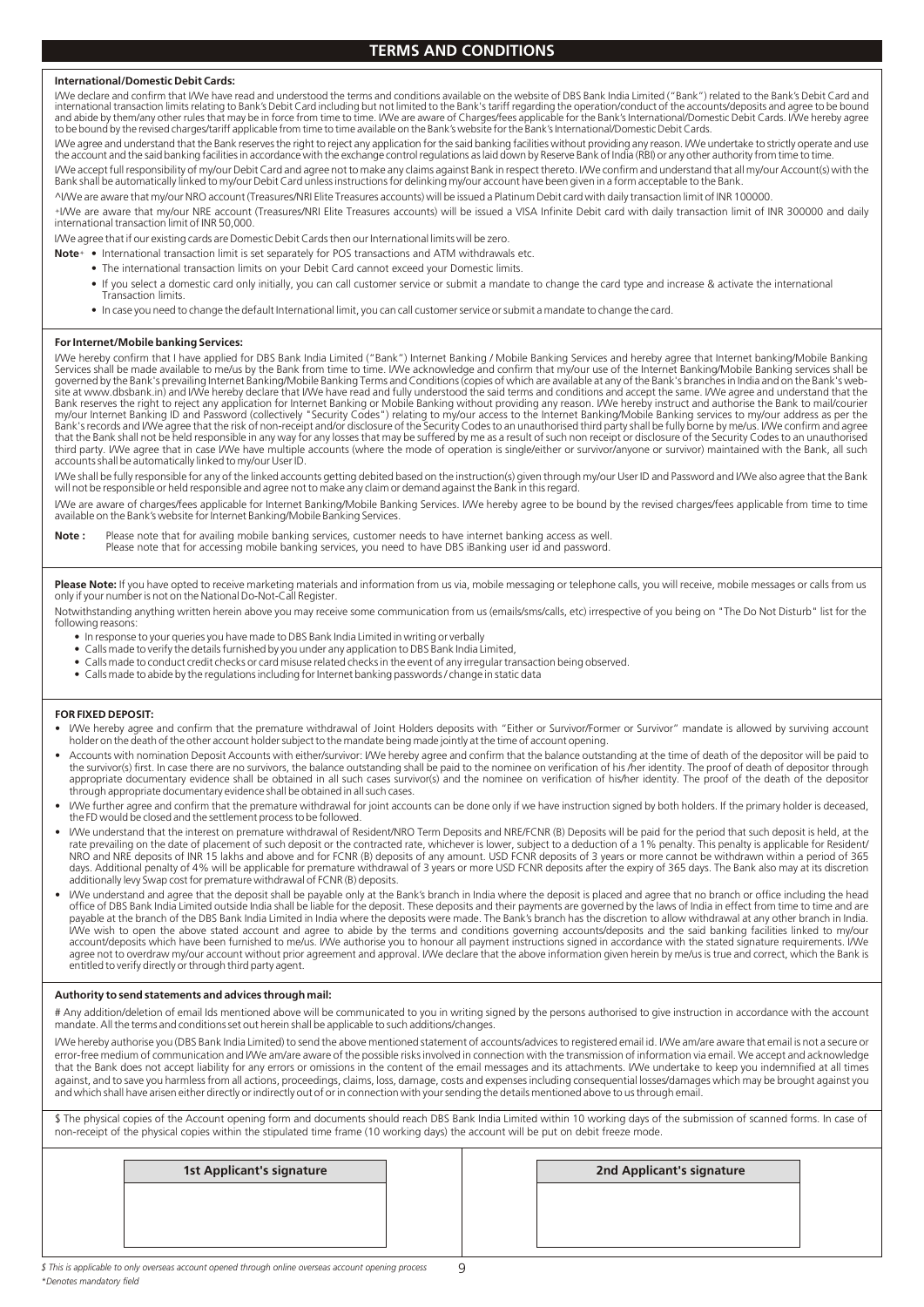# TERMS AND CONDITIONS

## International/Domestic Debit Cards:

I/We declare and confirm that I/We have read and understood the terms and conditions available on the website of DBS Bank India Limited ("Bank") related to the Bank's Debit Card and international transaction limits relating to Bank's Debit Card including but not limited to the Bank's tariff regarding the operation/conduct of the accounts/deposits and agree to be bound and abide by them/any other rules that may be in force from time to time. I/We are aware of Charges/fees applicable for the Bank's International/Domestic Debit Cards. I/We hereby agree to be bound by the revised charges/tariff applicable from time to time available on the Bank's website for the Bank's International/Domestic Debit Cards.

I/We agree and understand that the Bank reserves the right to reject any application for the said banking facilities without providing any reason. I/We undertake to strictly operate and use the account and the said banking facilities in accordance with the exchange control regulations as laid down by Reserve Bank of India (RBI) or any other authority from time to time.

I/We accept full responsibility of my/our Debit Card and agree not to make any claims against Bank in respect thereto. I/We confirm and understand that all my/our Account(s) with the Bank shall be automatically linked to my/our Debit Card unless instructions for delinking my/our account have been given in a form acceptable to the Bank.

^I/We are aware that my/our NRO account (Treasures/NRI Elite Treasures accounts) will be issued a Platinum Debit card with daily transaction limit of INR 100000.

+I/We are aware that my/our NRE account (Treasures/NRI Elite Treasures accounts) will be issued a VISA Infinite Debit card with daily transaction limit of INR 300000 and daily international transaction limit of INR 50,000.

I/We agree that if our existing cards are Domestic Debit Cards then our International limits will be zero.

**Note**+
- International transaction limit is set separately for POS transactions and ATM withdrawals etc.
- The international transaction limits on your Debit Card cannot exceed your Domestic limits.
- If you select a domestic card only initially, you can call customer service or submit a mandate to change the card type and increase & activate the international Transaction limits.
- In case you need to change the default International limit, you can call customer service or submit a mandate to change the card.

## For Internet/Mobile banking Services:

I/We hereby confirm that I have applied for DBS Bank India Limited ("Bank") Internet Banking / Mobile Banking Services and hereby agree that Internet banking/Mobile Banking Services shall be made available to me/us by the Bank from time to time. I/We acknowledge and confirm that my/our use of the Internet Banking/Mobile Banking services shall be governed by the Bank's prevailing Internet Banking/Mobile Banking Terms and Conditions (copies of which are available at any of the Bank's branches in India and on the Bank's web-site at www.dbsbank.in) and I/We hereby declare that I/We have read and fully understood the said terms and conditions and accept the same. I/We agree and understand that the Bank reserves the right to reject any application for Internet Banking or Mobile Banking without providing any reason. I/We hereby instruct and authorise the Bank to mail/courier my/our Internet Banking ID and Password (collectively "Security Codes") relating to my/our access to the Internet Banking/Mobile Banking services to my/our address as per the Bank's records and I/We agree that the risk of non-receipt and/or disclosure of the Security Codes to an unauthorised third party shall be fully borne by me/us. I/We confirm and agree that the Bank shall not be held responsible in any way for any losses that may be suffered by me as a result of such non receipt or disclosure of the Security Codes to an unauthorised third party. I/We agree that in case I/We have multiple accounts (where the mode of operation is single/either or survivor/anyone or survivor) maintained with the Bank, all such accounts shall be automatically linked to my/our User ID.

I/We shall be fully responsible for any of the linked accounts getting debited based on the instruction(s) given through my/our User ID and Password and I/We also agree that the Bank will not be responsible or held responsible and agree not to make any claim or demand against the Bank in this regard.

I/We are aware of charges/fees applicable for Internet Banking/Mobile Banking Services. I/We hereby agree to be bound by the revised charges/fees applicable from time to time available on the Bank's website for Internet Banking/Mobile Banking Services.

**Note :** Please note that for availing mobile banking services, customer needs to have internet banking access as well.
Please note that for accessing mobile banking services, you need to have DBS iBanking user id and password.

**Please Note:** If you have opted to receive marketing materials and information from us via, mobile messaging or telephone calls, you will receive, mobile messages or calls from us only if your number is not on the National Do-Not-Call Register.

Notwithstanding anything written herein above you may receive some communication from us (emails/sms/calls, etc) irrespective of you being on "The Do Not Disturb" list for the following reasons:

- In response to your queries you have made to DBS Bank India Limited in writing or verbally
- Calls made to verify the details furnished by you under any application to DBS Bank India Limited,
- Calls made to conduct credit checks or card misuse related checks in the event of any irregular transaction being observed.
- Calls made to abide by the regulations including for Internet banking passwords / change in static data

## FOR FIXED DEPOSIT:

- I/We hereby agree and confirm that the premature withdrawal of Joint Holders deposits with "Either or Survivor/Former or Survivor" mandate is allowed by surviving account holder on the death of the other account holder subject to the mandate being made jointly at the time of account opening.
- Accounts with nomination Deposit Accounts with either/survivor: I/We hereby agree and confirm that the balance outstanding at the time of death of the depositor will be paid to the survivor(s) first. In case there are no survivors, the balance outstanding shall be paid to the nominee on verification of his /her identity. The proof of death of depositor through appropriate documentary evidence shall be obtained in all such cases survivor(s) and the nominee on verification of his/her identity. The proof of the death of the depositor through appropriate documentary evidence shall be obtained in all such cases.
- I/We further agree and confirm that the premature withdrawal for joint accounts can be done only if we have instruction signed by both holders. If the primary holder is deceased, the FD would be closed and the settlement process to be followed.
- I/We understand that the interest on premature withdrawal of Resident/NRO Term Deposits and NRE/FCNR (B) Deposits will be paid for the period that such deposit is held, at the rate prevailing on the date of placement of such deposit or the contracted rate, whichever is lower, subject to a deduction of a 1% penalty. This penalty is applicable for Resident/ NRO and NRE deposits of INR 15 lakhs and above and for FCNR (B) deposits of any amount. USD FCNR deposits of 3 years or more cannot be withdrawn within a period of 365 days. Additional penalty of 4% will be applicable for premature withdrawal of 3 years or more USD FCNR deposits after the expiry of 365 days. The Bank also may at its discretion additionally levy Swap cost for premature withdrawal of FCNR (B) deposits.
- I/We understand and agree that the deposit shall be payable only at the Bank's branch in India where the deposit is placed and agree that no branch or office including the head office of DBS Bank India Limited outside India shall be liable for the deposit. These deposits and their payments are governed by the laws of India in effect from time to time and are payable at the branch of the DBS Bank India Limited in India where the deposits were made. The Bank's branch has the discretion to allow withdrawal at any other branch in India. I/We wish to open the above stated account and agree to abide by the terms and conditions governing accounts/deposits and the said banking facilities linked to my/our account/deposits which have been furnished to me/us. I/We authorise you to honour all payment instructions signed in accordance with the stated signature requirements. I/We agree not to overdraw my/our account without prior agreement and approval. I/We declare that the above information given herein by me/us is true and correct, which the Bank is entitled to verify directly or through third party agent.

## Authority to send statements and advices through mail:

# Any addition/deletion of email Ids mentioned above will be communicated to you in writing signed by the persons authorised to give instruction in accordance with the account mandate. All the terms and conditions set out herein shall be applicable to such additions/changes.

I/We hereby authorise you (DBS Bank India Limited) to send the above mentioned statement of accounts/advices to registered email id. I/We am/are aware that email is not a secure or error-free medium of communication and I/We am/are aware of the possible risks involved in connection with the transmission of information via email. We accept and acknowledge that the Bank does not accept liability for any errors or omissions in the content of the email messages and its attachments. I/We undertake to keep you indemnified at all times against, and to save you harmless from all actions, proceedings, claims, loss, damage, costs and expenses including consequential losses/damages which may be brought against you and which shall have arisen either directly or indirectly out of or in connection with your sending the details mentioned above to us through email.

$ The physical copies of the Account opening form and documents should reach DBS Bank India Limited within 10 working days of the submission of scanned forms. In case of non-receipt of the physical copies within the stipulated time frame (10 working days) the account will be put on debit freeze mode.

| 1st Applicant's signature | 2nd Applicant's signature |
|---|---|
| | |

*$ This is applicable to only overseas account opened through online overseas account opening process*

*\*Denotes mandatory field*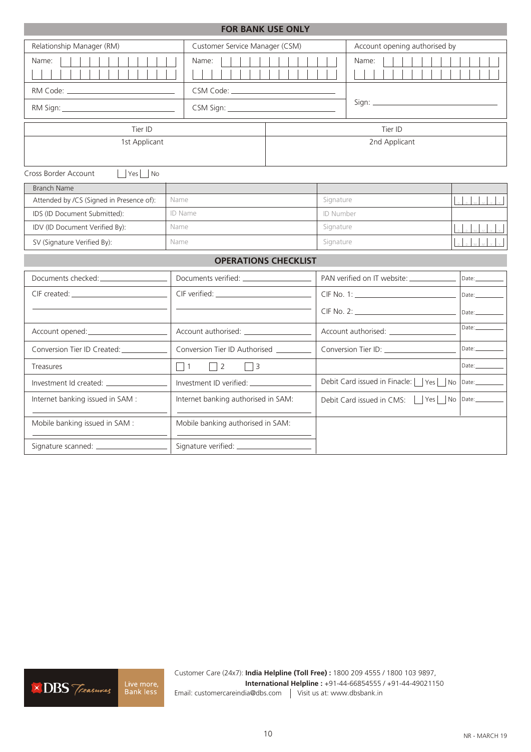## FOR BANK USE ONLY

| Relationship Manager (RM) | Customer Service Manager (CSM) | Account opening authorised by |
|---|---|---|
| Name: | Name: | Name: |
| RM Code: | CSM Code: | |
| RM Sign: | CSM Sign: | Sign: |

| Tier ID | Tier ID |
|---|---|
| 1st Applicant | 2nd Applicant |

Cross Border Account ☐ Yes ☐ No

| Branch Name | | | |
|---|---|---|---|
| Attended by /CS (Signed in Presence of): | Name | Signature | D D M M Y Y |
| IDS (ID Document Submitted): | ID Name | ID Number | |
| IDV (ID Document Verified By): | Name | Signature | D D M M Y Y |
| SV (Signature Verified By): | Name | Signature | D D M M Y Y |

## OPERATIONS CHECKLIST

| | | | |
|---|---|---|---|
| Documents checked: | Documents verified: | PAN verified on IT website: | Date: |
| CIF created: | CIF verified: | CIF No. 1: | Date: |
| | | CIF No. 2: | Date: |
| Account opened: | Account authorised: | Account authorised: | Date: |
| Conversion Tier ID Created: | Conversion Tier ID Authorised | Conversion Tier ID: | Date: |
| Treasures | ☐ 1 ☐ 2 ☐ 3 | | Date: |
| Investment Id created: | Investment ID verified: | Debit Card issued in Finacle: ☐ Yes ☐ No | Date: |
| Internet banking issued in SAM : | Internet banking authorised in SAM: | Debit Card issued in CMS: ☐ Yes ☐ No | Date: |
| Mobile banking issued in SAM : | Mobile banking authorised in SAM: | | |
| Signature scanned: | Signature verified: | | |

DBS Treasures — Live more, Bank less

Customer Care (24x7): **India Helpline (Toll Free) :** 1800 209 4555 / 1800 103 9897,
**International Helpline :** +91-44-66854555 / +91-44-49021150
Email: customercareindia@dbs.com | Visit us at: www.dbsbank.in

NR - MARCH 19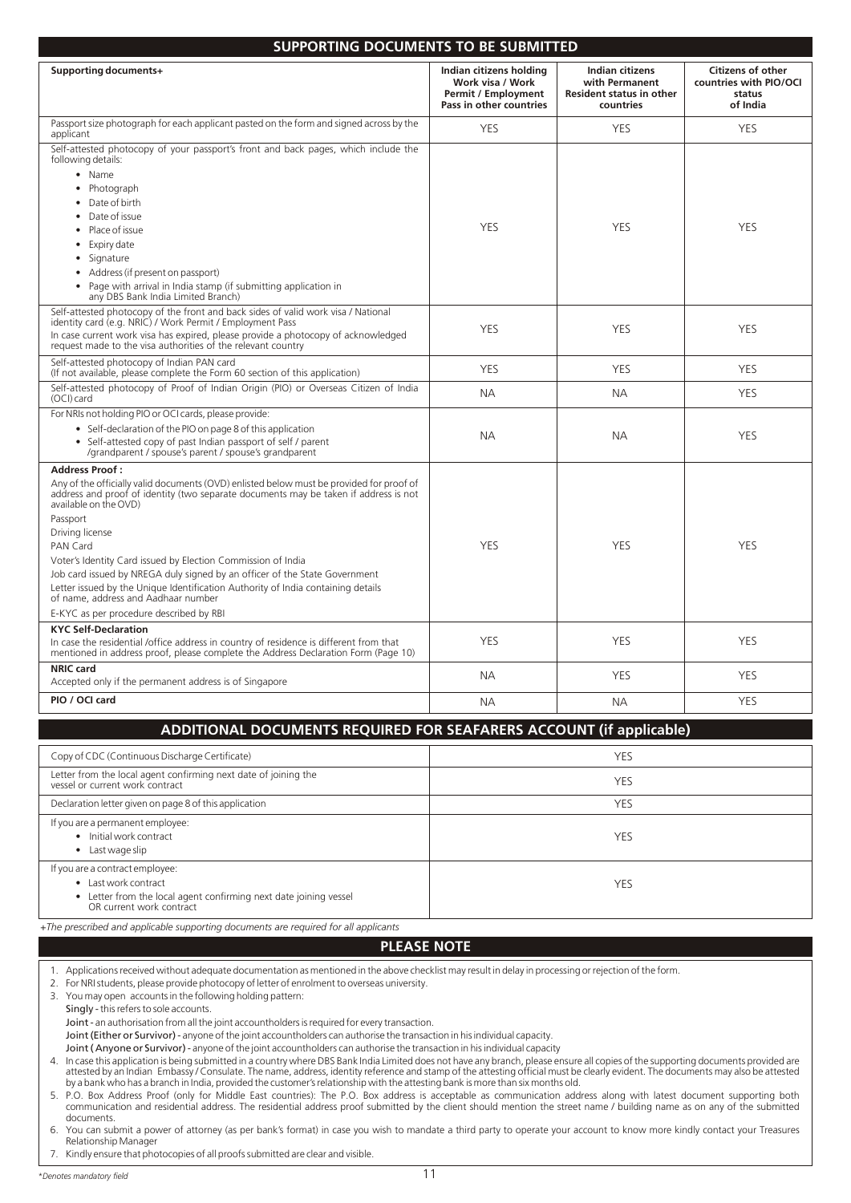## SUPPORTING DOCUMENTS TO BE SUBMITTED

| Supporting documents+ | Indian citizens holding Work visa / Work Permit / Employment Pass in other countries | Indian citizens with Permanent Resident status in other countries | Citizens of other countries with PIO/OCI status of India |
|---|---|---|---|
| Passport size photograph for each applicant pasted on the form and signed across by the applicant | YES | YES | YES |
| Self-attested photocopy of your passport's front and back pages, which include the following details:<br>• Name<br>• Photograph<br>• Date of birth<br>• Date of issue<br>• Place of issue<br>• Expiry date<br>• Signature<br>• Address (if present on passport)<br>• Page with arrival in India stamp (if submitting application in any DBS Bank India Limited Branch) | YES | YES | YES |
| Self-attested photocopy of the front and back sides of valid work visa / National identity card (e.g. NRIC) / Work Permit / Employment Pass<br>In case current work visa has expired, please provide a photocopy of acknowledged request made to the visa authorities of the relevant country | YES | YES | YES |
| Self-attested photocopy of Indian PAN card<br>(If not available, please complete the Form 60 section of this application) | YES | YES | YES |
| Self-attested photocopy of Proof of Indian Origin (PIO) or Overseas Citizen of India (OCI) card | NA | NA | YES |
| For NRIs not holding PIO or OCI cards, please provide:<br>• Self-declaration of the PIO on page 8 of this application<br>• Self-attested copy of past Indian passport of self / parent /grandparent / spouse's parent / spouse's grandparent | NA | NA | YES |
| **Address Proof :**<br>Any of the officially valid documents (OVD) enlisted below must be provided for proof of address and proof of identity (two separate documents may be taken if address is not available on the OVD)<br>Passport<br>Driving license<br>PAN Card<br>Voter's Identity Card issued by Election Commission of India<br>Job card issued by NREGA duly signed by an officer of the State Government<br>Letter issued by the Unique Identification Authority of India containing details of name, address and Aadhaar number<br>E-KYC as per procedure described by RBI | YES | YES | YES |
| **KYC Self-Declaration**<br>In case the residential /office address in country of residence is different from that mentioned in address proof, please complete the Address Declaration Form (Page 10) | YES | YES | YES |
| **NRIC card**<br>Accepted only if the permanent address is of Singapore | NA | YES | YES |
| **PIO / OCI card** | NA | NA | YES |

## ADDITIONAL DOCUMENTS REQUIRED FOR SEAFARERS ACCOUNT (if applicable)

| Document | Required |
|---|---|
| Copy of CDC (Continuous Discharge Certificate) | YES |
| Letter from the local agent confirming next date of joining the vessel or current work contract | YES |
| Declaration letter given on page 8 of this application | YES |
| If you are a permanent employee:<br>• Initial work contract<br>• Last wage slip | YES |
| If you are a contract employee:<br>• Last work contract<br>• Letter from the local agent confirming next date joining vessel OR current work contract | YES |

*+The prescribed and applicable supporting documents are required for all applicants*

## PLEASE NOTE

1. Applications received without adequate documentation as mentioned in the above checklist may result in delay in processing or rejection of the form.
2. For NRI students, please provide photocopy of letter of enrolment to overseas university.
3. You may open accounts in the following holding pattern:
   **Singly -** this refers to sole accounts.
   **Joint -** an authorisation from all the joint accountholders is required for every transaction.
   **Joint (Either or Survivor) -** anyone of the joint accountholders can authorise the transaction in his individual capacity.
   **Joint ( Anyone or Survivor) -** anyone of the joint accountholders can authorise the transaction in his individual capacity
4. In case this application is being submitted in a country where DBS Bank India Limited does not have any branch, please ensure all copies of the supporting documents provided are attested by an Indian Embassy / Consulate. The name, address, identity reference and stamp of the attesting official must be clearly evident. The documents may also be attested by a bank who has a branch in India, provided the customer's relationship with the attesting bank is more than six months old.
5. P.O. Box Address Proof (only for Middle East countries): The P.O. Box address is acceptable as communication address along with latest document supporting both communication and residential address. The residential address proof submitted by the client should mention the street name / building name as on any of the submitted documents.
6. You can submit a power of attorney (as per bank's format) in case you wish to mandate a third party to operate your account to know more kindly contact your Treasures Relationship Manager
7. Kindly ensure that photocopies of all proofs submitted are clear and visible.

*\*Denotes mandatory field*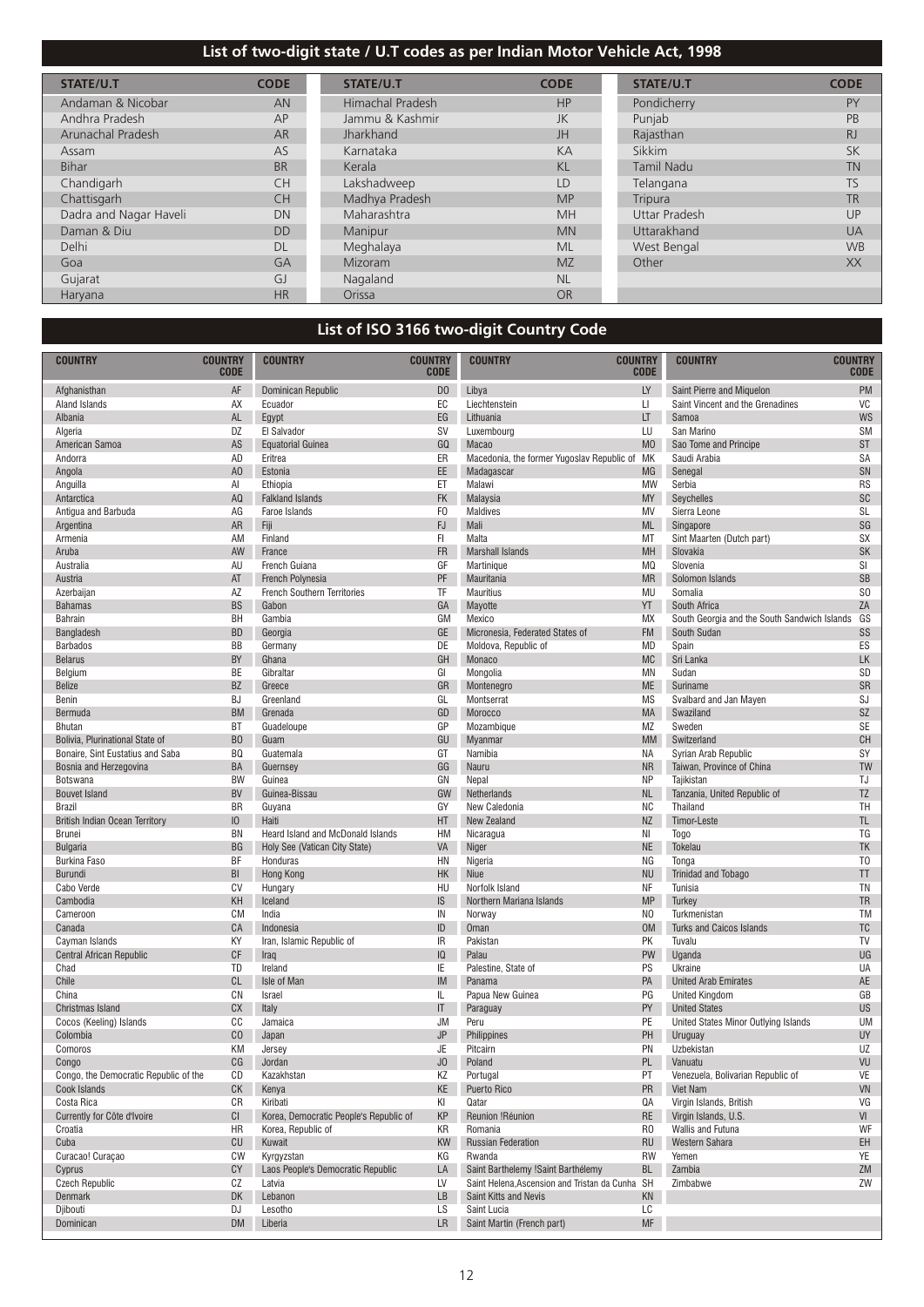## List of two-digit state / U.T codes as per Indian Motor Vehicle Act, 1998

| STATE/U.T | CODE | STATE/U.T | CODE | STATE/U.T | CODE |
|---|---|---|---|---|---|
| Andaman & Nicobar | AN | Himachal Pradesh | HP | Pondicherry | PY |
| Andhra Pradesh | AP | Jammu & Kashmir | JK | Punjab | PB |
| Arunachal Pradesh | AR | Jharkhand | JH | Rajasthan | RJ |
| Assam | AS | Karnataka | KA | Sikkim | SK |
| Bihar | BR | Kerala | KL | Tamil Nadu | TN |
| Chandigarh | CH | Lakshadweep | LD | Telangana | TS |
| Chattisgarh | CH | Madhya Pradesh | MP | Tripura | TR |
| Dadra and Nagar Haveli | DN | Maharashtra | MH | Uttar Pradesh | UP |
| Daman & Diu | DD | Manipur | MN | Uttarakhand | UA |
| Delhi | DL | Meghalaya | ML | West Bengal | WB |
| Goa | GA | Mizoram | MZ | Other | XX |
| Gujarat | GJ | Nagaland | NL | | |
| Haryana | HR | Orissa | OR | | |

## List of ISO 3166 two-digit Country Code

| COUNTRY | COUNTRY CODE | COUNTRY | COUNTRY CODE | COUNTRY | COUNTRY CODE | COUNTRY | COUNTRY CODE |
|---|---|---|---|---|---|---|---|
| Afghanisthan | AF | Dominican Republic | DO | Libya | LY | Saint Pierre and Miquelon | PM |
| Aland Islands | AX | Ecuador | EC | Liechtenstein | LI | Saint Vincent and the Grenadines | VC |
| Albania | AL | Egypt | EG | Lithuania | LT | Samoa | WS |
| Algeria | DZ | El Salvador | SV | Luxembourg | LU | San Marino | SM |
| American Samoa | AS | Equatorial Guinea | GQ | Macao | MO | Sao Tome and Principe | ST |
| Andorra | AD | Eritrea | ER | Macedonia, the former Yugoslav Republic of | MK | Saudi Arabia | SA |
| Angola | AO | Estonia | EE | Madagascar | MG | Senegal | SN |
| Anguilla | AI | Ethiopia | ET | Malawi | MW | Serbia | RS |
| Antarctica | AQ | Falkland Islands | FK | Malaysia | MY | Seychelles | SC |
| Antigua and Barbuda | AG | Faroe Islands | FO | Maldives | MV | Sierra Leone | SL |
| Argentina | AR | Fiji | FJ | Mali | ML | Singapore | SG |
| Armenia | AM | Finland | FI | Malta | MT | Sint Maarten (Dutch part) | SX |
| Aruba | AW | France | FR | Marshall Islands | MH | Slovakia | SK |
| Australia | AU | French Guiana | GF | Martinique | MQ | Slovenia | SI |
| Austria | AT | French Polynesia | PF | Mauritania | MR | Solomon Islands | SB |
| Azerbaijan | AZ | French Southern Territories | TF | Mauritius | MU | Somalia | SO |
| Bahamas | BS | Gabon | GA | Mayotte | YT | South Africa | ZA |
| Bahrain | BH | Gambia | GM | Mexico | MX | South Georgia and the South Sandwich Islands | GS |
| Bangladesh | BD | Georgia | GE | Micronesia, Federated States of | FM | South Sudan | SS |
| Barbados | BB | Germany | DE | Moldova, Republic of | MD | Spain | ES |
| Belarus | BY | Ghana | GH | Monaco | MC | Sri Lanka | LK |
| Belgium | BE | Gibraltar | GI | Mongolia | MN | Sudan | SD |
| Belize | BZ | Greece | GR | Montenegro | ME | Suriname | SR |
| Benin | BJ | Greenland | GL | Montserrat | MS | Svalbard and Jan Mayen | SJ |
| Bermuda | BM | Grenada | GD | Morocco | MA | Swaziland | SZ |
| Bhutan | BT | Guadeloupe | GP | Mozambique | MZ | Sweden | SE |
| Bolivia, Plurinational State of | BO | Guam | GU | Myanmar | MM | Switzerland | CH |
| Bonaire, Sint Eustatius and Saba | BQ | Guatemala | GT | Namibia | NA | Syrian Arab Republic | SY |
| Bosnia and Herzegovina | BA | Guernsey | GG | Nauru | NR | Taiwan, Province of China | TW |
| Botswana | BW | Guinea | GN | Nepal | NP | Tajikistan | TJ |
| Bouvet Island | BV | Guinea-Bissau | GW | Netherlands | NL | Tanzania, United Republic of | TZ |
| Brazil | BR | Guyana | GY | New Caledonia | NC | Thailand | TH |
| British Indian Ocean Territory | IO | Haiti | HT | New Zealand | NZ | Timor-Leste | TL |
| Brunei | BN | Heard Island and McDonald Islands | HM | Nicaragua | NI | Togo | TG |
| Bulgaria | BG | Holy See (Vatican City State) | VA | Niger | NE | Tokelau | TK |
| Burkina Faso | BF | Honduras | HN | Nigeria | NG | Tonga | TO |
| Burundi | BI | Hong Kong | HK | Niue | NU | Trinidad and Tobago | TT |
| Cabo Verde | CV | Hungary | HU | Norfolk Island | NF | Tunisia | TN |
| Cambodia | KH | Iceland | IS | Northern Mariana Islands | MP | Turkey | TR |
| Cameroon | CM | India | IN | Norway | NO | Turkmenistan | TM |
| Canada | CA | Indonesia | ID | Oman | OM | Turks and Caicos Islands | TC |
| Cayman Islands | KY | Iran, Islamic Republic of | IR | Pakistan | PK | Tuvalu | TV |
| Central African Republic | CF | Iraq | IQ | Palau | PW | Uganda | UG |
| Chad | TD | Ireland | IE | Palestine, State of | PS | Ukraine | UA |
| Chile | CL | Isle of Man | IM | Panama | PA | United Arab Emirates | AE |
| China | CN | Israel | IL | Papua New Guinea | PG | United Kingdom | GB |
| Christmas Island | CX | Italy | IT | Paraguay | PY | United States | US |
| Cocos (Keeling) Islands | CC | Jamaica | JM | Peru | PE | United States Minor Outlying Islands | UM |
| Colombia | CO | Japan | JP | Philippines | PH | Uruguay | UY |
| Comoros | KM | Jersey | JE | Pitcairn | PN | Uzbekistan | UZ |
| Congo | CG | Jordan | JO | Poland | PL | Vanuatu | VU |
| Congo, the Democratic Republic of the | CD | Kazakhstan | KZ | Portugal | PT | Venezuela, Bolivarian Republic of | VE |
| Cook Islands | CK | Kenya | KE | Puerto Rico | PR | Viet Nam | VN |
| Costa Rica | CR | Kiribati | KI | Qatar | QA | Virgin Islands, British | VG |
| Currently for Côte d'Ivoire | CI | Korea, Democratic People's Republic of | KP | Reunion !Réunion | RE | Virgin Islands, U.S. | VI |
| Croatia | HR | Korea, Republic of | KR | Romania | RO | Wallis and Futuna | WF |
| Cuba | CU | Kuwait | KW | Russian Federation | RU | Western Sahara | EH |
| Curacao! Curaçao | CW | Kyrgyzstan | KG | Rwanda | RW | Yemen | YE |
| Cyprus | CY | Laos People's Democratic Republic | LA | Saint Barthelemy !Saint Barthélemy | BL | Zambia | ZM |
| Czech Republic | CZ | Latvia | LV | Saint Helena,Ascension and Tristan da Cunha | SH | Zimbabwe | ZW |
| Denmark | DK | Lebanon | LB | Saint Kitts and Nevis | KN | | |
| Djibouti | DJ | Lesotho | LS | Saint Lucia | LC | | |
| Dominican | DM | Liberia | LR | Saint Martin (French part) | MF | | |